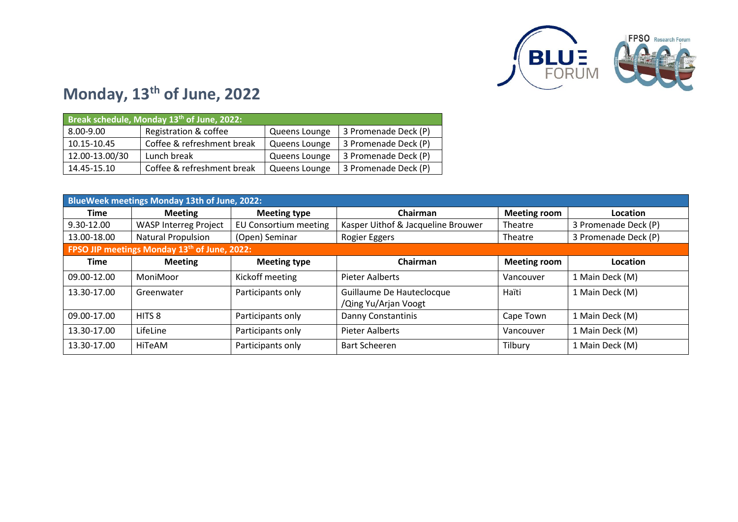# Monday, 13th of June, 2022

| Break schedule, Monday 13th of June, 2022: | | | |
|---|---|---|---|
| 8.00-9.00 | Registration & coffee | Queens Lounge | 3 Promenade Deck (P) |
| 10.15-10.45 | Coffee & refreshment break | Queens Lounge | 3 Promenade Deck (P) |
| 12.00-13.00/30 | Lunch break | Queens Lounge | 3 Promenade Deck (P) |
| 14.45-15.10 | Coffee & refreshment break | Queens Lounge | 3 Promenade Deck (P) |

| BlueWeek meetings Monday 13th of June, 2022: | | | | | |
|---|---|---|---|---|---|
| **Time** | **Meeting** | **Meeting type** | **Chairman** | **Meeting room** | **Location** |
| 9.30-12.00 | WASP Interreg Project | EU Consortium meeting | Kasper Uithof & Jacqueline Brouwer | Theatre | 3 Promenade Deck (P) |
| 13.00-18.00 | Natural Propulsion | (Open) Seminar | Rogier Eggers | Theatre | 3 Promenade Deck (P) |
| **FPSO JIP meetings Monday 13th of June, 2022:** | | | | | |
| **Time** | **Meeting** | **Meeting type** | **Chairman** | **Meeting room** | **Location** |
| 09.00-12.00 | MoniMoor | Kickoff meeting | Pieter Aalberts | Vancouver | 1 Main Deck (M) |
| 13.30-17.00 | Greenwater | Participants only | Guillaume De Hauteclocque /Qing Yu/Arjan Voogt | Haïti | 1 Main Deck (M) |
| 09.00-17.00 | HITS 8 | Participants only | Danny Constantinis | Cape Town | 1 Main Deck (M) |
| 13.30-17.00 | LifeLine | Participants only | Pieter Aalberts | Vancouver | 1 Main Deck (M) |
| 13.30-17.00 | HiTeAM | Participants only | Bart Scheeren | Tilbury | 1 Main Deck (M) |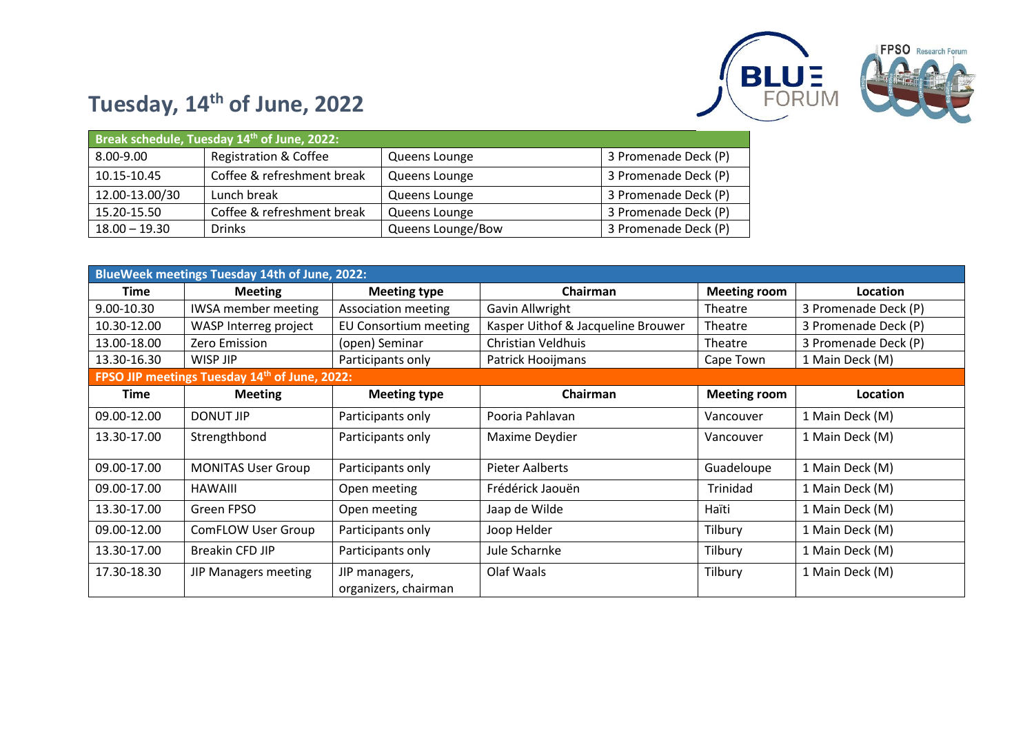# Tuesday, 14th of June, 2022

| Break schedule, Tuesday 14th of June, 2022: | | | |
|---|---|---|---|
| 8.00-9.00 | Registration & Coffee | Queens Lounge | 3 Promenade Deck (P) |
| 10.15-10.45 | Coffee & refreshment break | Queens Lounge | 3 Promenade Deck (P) |
| 12.00-13.00/30 | Lunch break | Queens Lounge | 3 Promenade Deck (P) |
| 15.20-15.50 | Coffee & refreshment break | Queens Lounge | 3 Promenade Deck (P) |
| 18.00 – 19.30 | Drinks | Queens Lounge/Bow | 3 Promenade Deck (P) |

| BlueWeek meetings Tuesday 14th of June, 2022: | | | | | |
|---|---|---|---|---|---|
| **Time** | **Meeting** | **Meeting type** | **Chairman** | **Meeting room** | **Location** |
| 9.00-10.30 | IWSA member meeting | Association meeting | Gavin Allwright | Theatre | 3 Promenade Deck (P) |
| 10.30-12.00 | WASP Interreg project | EU Consortium meeting | Kasper Uithof & Jacqueline Brouwer | Theatre | 3 Promenade Deck (P) |
| 13.00-18.00 | Zero Emission | (open) Seminar | Christian Veldhuis | Theatre | 3 Promenade Deck (P) |
| 13.30-16.30 | WISP JIP | Participants only | Patrick Hooijmans | Cape Town | 1 Main Deck (M) |
| **FPSO JIP meetings Tuesday 14th of June, 2022:** | | | | | |
| **Time** | **Meeting** | **Meeting type** | **Chairman** | **Meeting room** | **Location** |
| 09.00-12.00 | DONUT JIP | Participants only | Pooria Pahlavan | Vancouver | 1 Main Deck (M) |
| 13.30-17.00 | Strengthbond | Participants only | Maxime Deydier | Vancouver | 1 Main Deck (M) |
| 09.00-17.00 | MONITAS User Group | Participants only | Pieter Aalberts | Guadeloupe | 1 Main Deck (M) |
| 09.00-17.00 | HAWAIII | Open meeting | Frédérick Jaouën | Trinidad | 1 Main Deck (M) |
| 13.30-17.00 | Green FPSO | Open meeting | Jaap de Wilde | Haïti | 1 Main Deck (M) |
| 09.00-12.00 | ComFLOW User Group | Participants only | Joop Helder | Tilbury | 1 Main Deck (M) |
| 13.30-17.00 | Breakin CFD JIP | Participants only | Jule Scharnke | Tilbury | 1 Main Deck (M) |
| 17.30-18.30 | JIP Managers meeting | JIP managers, organizers, chairman | Olaf Waals | Tilbury | 1 Main Deck (M) |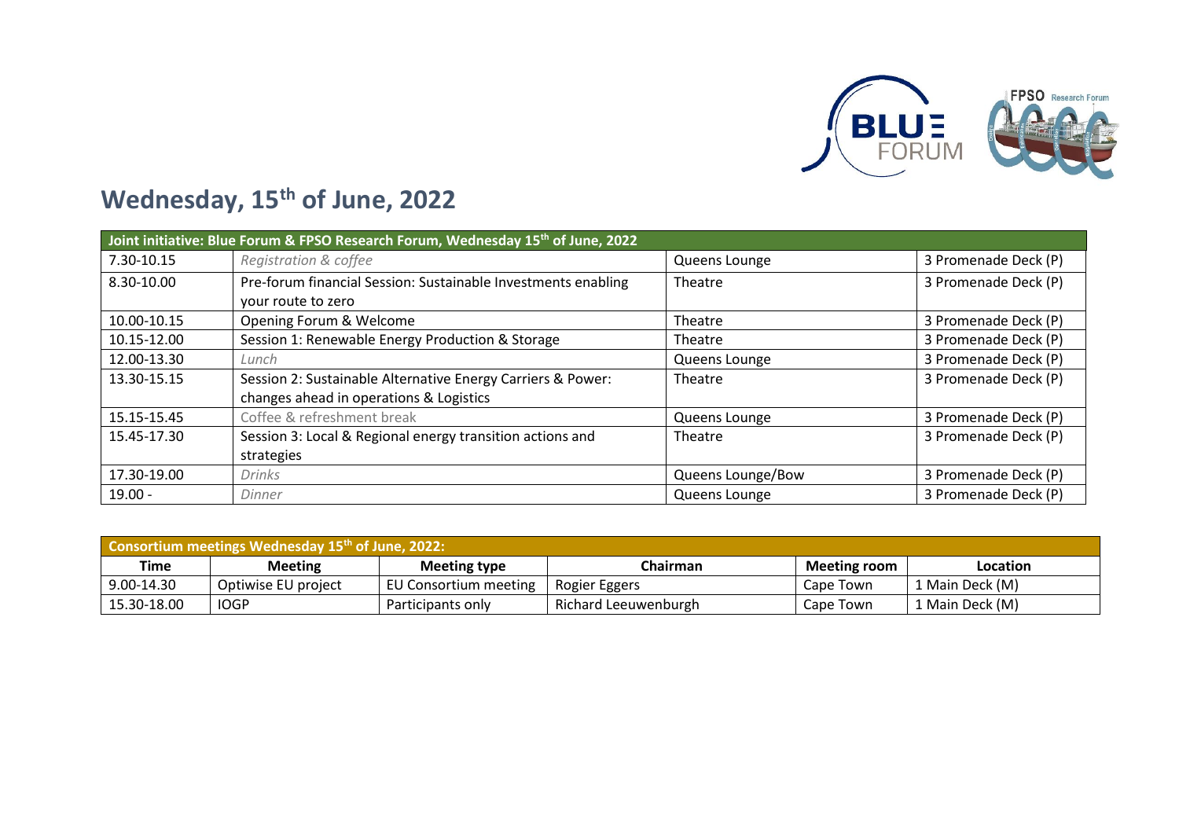# Wednesday, 15th of June, 2022

| Joint initiative: Blue Forum & FPSO Research Forum, Wednesday 15th of June, 2022 | | | |
|---|---|---|---|
| 7.30-10.15 | *Registration & coffee* | Queens Lounge | 3 Promenade Deck (P) |
| 8.30-10.00 | Pre-forum financial Session: Sustainable Investments enabling your route to zero | Theatre | 3 Promenade Deck (P) |
| 10.00-10.15 | Opening Forum & Welcome | Theatre | 3 Promenade Deck (P) |
| 10.15-12.00 | Session 1: Renewable Energy Production & Storage | Theatre | 3 Promenade Deck (P) |
| 12.00-13.30 | *Lunch* | Queens Lounge | 3 Promenade Deck (P) |
| 13.30-15.15 | Session 2: Sustainable Alternative Energy Carriers & Power: changes ahead in operations & Logistics | Theatre | 3 Promenade Deck (P) |
| 15.15-15.45 | Coffee & refreshment break | Queens Lounge | 3 Promenade Deck (P) |
| 15.45-17.30 | Session 3: Local & Regional energy transition actions and strategies | Theatre | 3 Promenade Deck (P) |
| 17.30-19.00 | *Drinks* | Queens Lounge/Bow | 3 Promenade Deck (P) |
| 19.00 - | *Dinner* | Queens Lounge | 3 Promenade Deck (P) |

**Consortium meetings Wednesday 15th of June, 2022:**

| Time | Meeting | Meeting type | Chairman | Meeting room | Location |
|---|---|---|---|---|---|
| 9.00-14.30 | Optiwise EU project | EU Consortium meeting | Rogier Eggers | Cape Town | 1 Main Deck (M) |
| 15.30-18.00 | IOGP | Participants only | Richard Leeuwenburgh | Cape Town | 1 Main Deck (M) |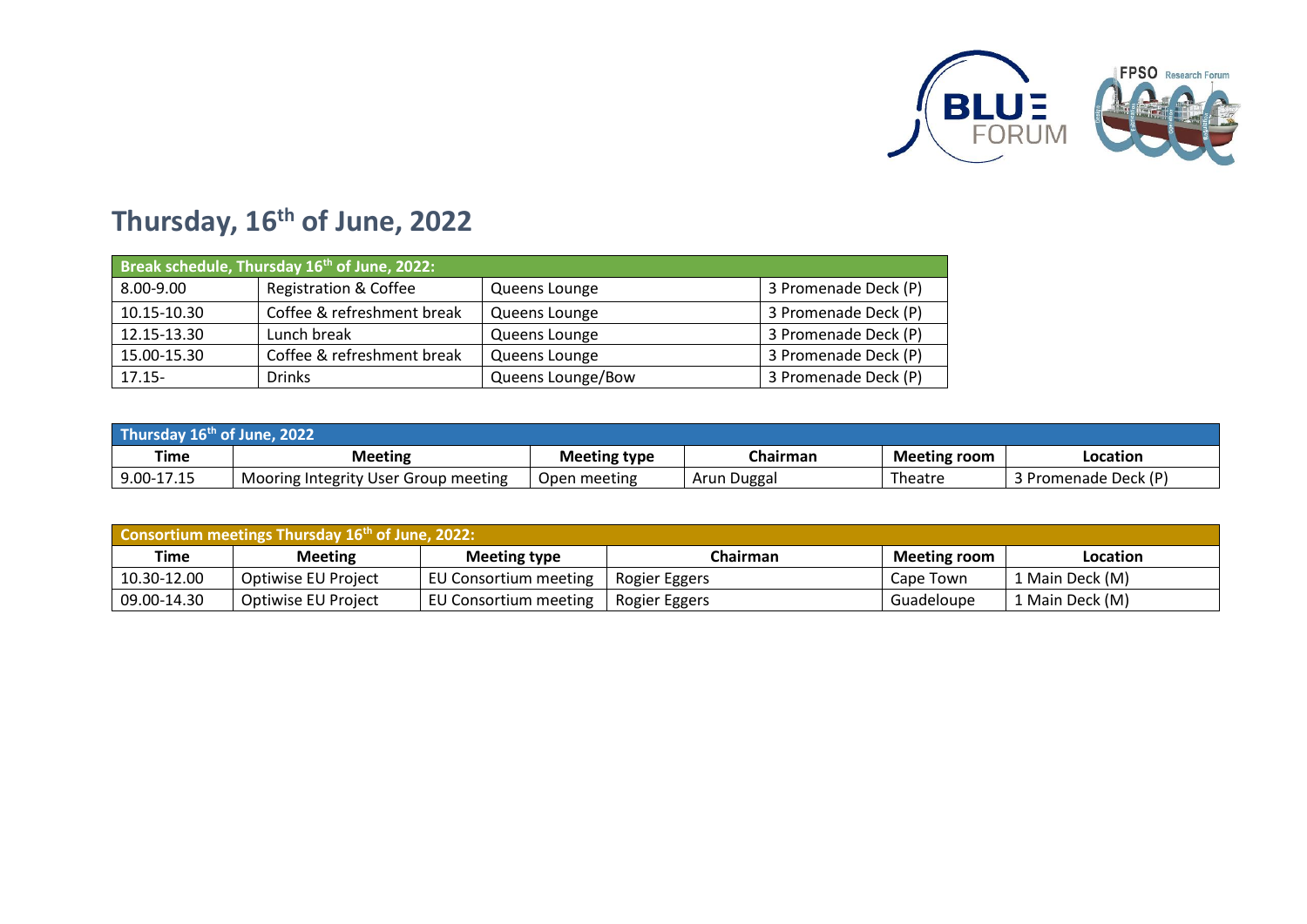# Thursday, 16th of June, 2022

| Break schedule, Thursday 16th of June, 2022: | | | |
|---|---|---|---|
| 8.00-9.00 | Registration & Coffee | Queens Lounge | 3 Promenade Deck (P) |
| 10.15-10.30 | Coffee & refreshment break | Queens Lounge | 3 Promenade Deck (P) |
| 12.15-13.30 | Lunch break | Queens Lounge | 3 Promenade Deck (P) |
| 15.00-15.30 | Coffee & refreshment break | Queens Lounge | 3 Promenade Deck (P) |
| 17.15- | Drinks | Queens Lounge/Bow | 3 Promenade Deck (P) |

| Thursday 16th of June, 2022 | | | | | |
|---|---|---|---|---|---|
| **Time** | **Meeting** | **Meeting type** | **Chairman** | **Meeting room** | **Location** |
| 9.00-17.15 | Mooring Integrity User Group meeting | Open meeting | Arun Duggal | Theatre | 3 Promenade Deck (P) |

| Consortium meetings Thursday 16th of June, 2022: | | | | | |
|---|---|---|---|---|---|
| **Time** | **Meeting** | **Meeting type** | **Chairman** | **Meeting room** | **Location** |
| 10.30-12.00 | Optiwise EU Project | EU Consortium meeting | Rogier Eggers | Cape Town | 1 Main Deck (M) |
| 09.00-14.30 | Optiwise EU Project | EU Consortium meeting | Rogier Eggers | Guadeloupe | 1 Main Deck (M) |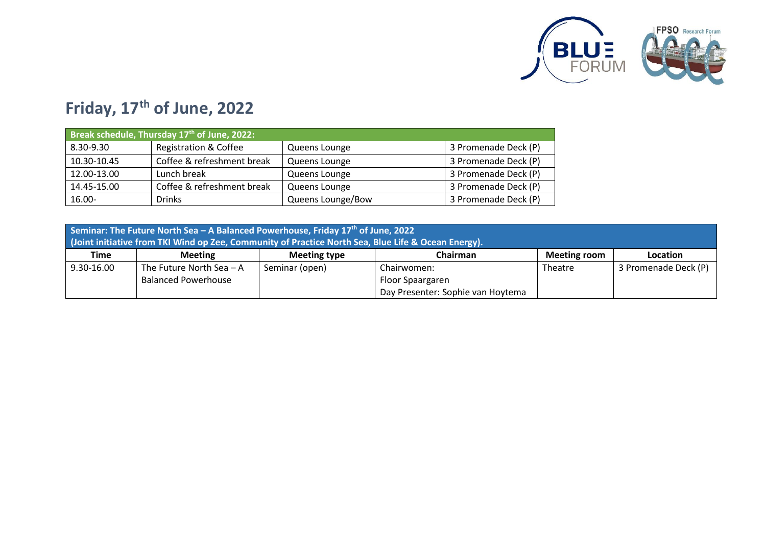# Friday, 17th of June, 2022

| Break schedule, Thursday 17th of June, 2022: | | | |
|---|---|---|---|
| 8.30-9.30 | Registration & Coffee | Queens Lounge | 3 Promenade Deck (P) |
| 10.30-10.45 | Coffee & refreshment break | Queens Lounge | 3 Promenade Deck (P) |
| 12.00-13.00 | Lunch break | Queens Lounge | 3 Promenade Deck (P) |
| 14.45-15.00 | Coffee & refreshment break | Queens Lounge | 3 Promenade Deck (P) |
| 16.00- | Drinks | Queens Lounge/Bow | 3 Promenade Deck (P) |

**Seminar: The Future North Sea – A Balanced Powerhouse, Friday 17th of June, 2022**
**(Joint initiative from TKI Wind op Zee, Community of Practice North Sea, Blue Life & Ocean Energy).**

| Time | Meeting | Meeting type | Chairman | Meeting room | Location |
|---|---|---|---|---|---|
| 9.30-16.00 | The Future North Sea – A Balanced Powerhouse | Seminar (open) | Chairwomen: Floor Spaargaren Day Presenter: Sophie van Hoytema | Theatre | 3 Promenade Deck (P) |